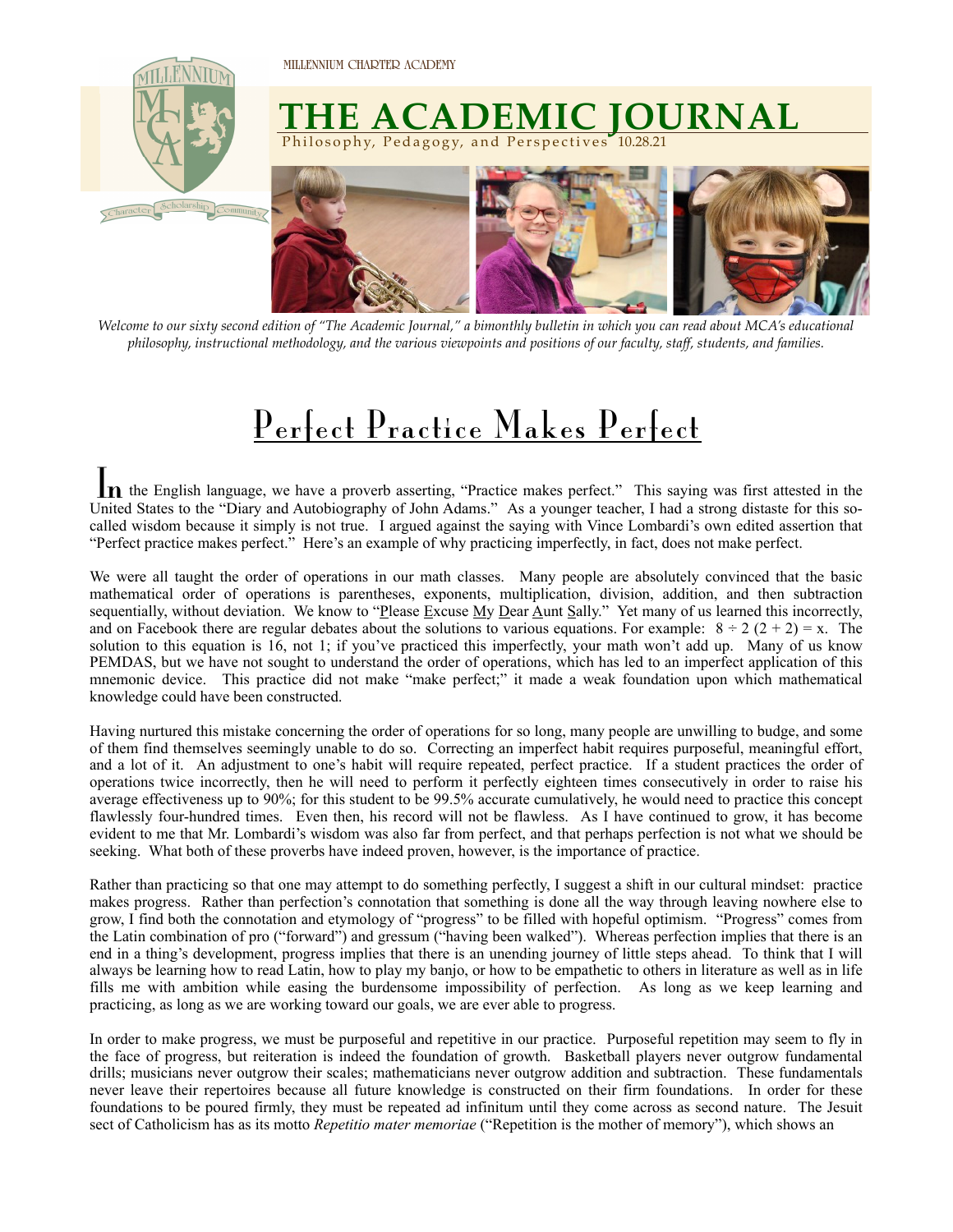MILLENNIUM CHARTER ACADEMY

# THE ACADEMIC JOURNAL

Philosophy, Pedagogy, and Perspectives 10.28.21

*Welcome to our sixty second edition of "The Academic Journal," a bimonthly bulletin in which you can read about MCA's educational philosophy, instructional methodology, and the various viewpoints and positions of our faculty, staff, students, and families.*

## Perfect Practice Makes Perfect

In the English language, we have a proverb asserting, "Practice makes perfect." This saying was first attested in the United States to the "Diary and Autobiography of John Adams." As a younger teacher, I had a strong distaste for this so-called wisdom because it simply is not true. I argued against the saying with Vince Lombardi's own edited assertion that "Perfect practice makes perfect." Here's an example of why practicing imperfectly, in fact, does not make perfect.

We were all taught the order of operations in our math classes. Many people are absolutely convinced that the basic mathematical order of operations is parentheses, exponents, multiplication, division, addition, and then subtraction sequentially, without deviation. We know to "Please Excuse My Dear Aunt Sally." Yet many of us learned this incorrectly, and on Facebook there are regular debates about the solutions to various equations. For example: $8 \div 2 (2 + 2) = x$. The solution to this equation is 16, not 1; if you've practiced this imperfectly, your math won't add up. Many of us know PEMDAS, but we have not sought to understand the order of operations, which has led to an imperfect application of this mnemonic device. This practice did not make "make perfect;" it made a weak foundation upon which mathematical knowledge could have been constructed.

Having nurtured this mistake concerning the order of operations for so long, many people are unwilling to budge, and some of them find themselves seemingly unable to do so. Correcting an imperfect habit requires purposeful, meaningful effort, and a lot of it. An adjustment to one's habit will require repeated, perfect practice. If a student practices the order of operations twice incorrectly, then he will need to perform it perfectly eighteen times consecutively in order to raise his average effectiveness up to 90%; for this student to be 99.5% accurate cumulatively, he would need to practice this concept flawlessly four-hundred times. Even then, his record will not be flawless. As I have continued to grow, it has become evident to me that Mr. Lombardi's wisdom was also far from perfect, and that perhaps perfection is not what we should be seeking. What both of these proverbs have indeed proven, however, is the importance of practice.

Rather than practicing so that one may attempt to do something perfectly, I suggest a shift in our cultural mindset: practice makes progress. Rather than perfection's connotation that something is done all the way through leaving nowhere else to grow, I find both the connotation and etymology of "progress" to be filled with hopeful optimism. "Progress" comes from the Latin combination of pro ("forward") and gressum ("having been walked"). Whereas perfection implies that there is an end in a thing's development, progress implies that there is an unending journey of little steps ahead. To think that I will always be learning how to read Latin, how to play my banjo, or how to be empathetic to others in literature as well as in life fills me with ambition while easing the burdensome impossibility of perfection. As long as we keep learning and practicing, as long as we are working toward our goals, we are ever able to progress.

In order to make progress, we must be purposeful and repetitive in our practice. Purposeful repetition may seem to fly in the face of progress, but reiteration is indeed the foundation of growth. Basketball players never outgrow fundamental drills; musicians never outgrow their scales; mathematicians never outgrow addition and subtraction. These fundamentals never leave their repertoires because all future knowledge is constructed on their firm foundations. In order for these foundations to be poured firmly, they must be repeated ad infinitum until they come across as second nature. The Jesuit sect of Catholicism has as its motto *Repetitio mater memoriae* ("Repetition is the mother of memory"), which shows an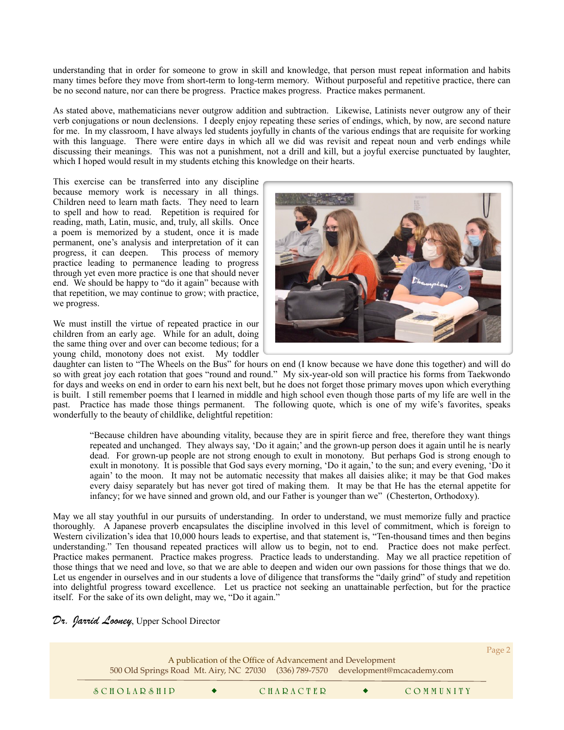understanding that in order for someone to grow in skill and knowledge, that person must repeat information and habits many times before they move from short-term to long-term memory. Without purposeful and repetitive practice, there can be no second nature, nor can there be progress. Practice makes progress. Practice makes permanent.

As stated above, mathematicians never outgrow addition and subtraction. Likewise, Latinists never outgrow any of their verb conjugations or noun declensions. I deeply enjoy repeating these series of endings, which, by now, are second nature for me. In my classroom, I have always led students joyfully in chants of the various endings that are requisite for working with this language. There were entire days in which all we did was revisit and repeat noun and verb endings while discussing their meanings. This was not a punishment, not a drill and kill, but a joyful exercise punctuated by laughter, which I hoped would result in my students etching this knowledge on their hearts.

This exercise can be transferred into any discipline because memory work is necessary in all things. Children need to learn math facts. They need to learn to spell and how to read. Repetition is required for reading, math, Latin, music, and, truly, all skills. Once a poem is memorized by a student, once it is made permanent, one's analysis and interpretation of it can progress, it can deepen. This process of memory practice leading to permanence leading to progress through yet even more practice is one that should never end. We should be happy to "do it again" because with that repetition, we may continue to grow; with practice, we progress.

We must instill the virtue of repeated practice in our children from an early age. While for an adult, doing the same thing over and over can become tedious; for a young child, monotony does not exist. My toddler daughter can listen to "The Wheels on the Bus" for hours on end (I know because we have done this together) and will do so with great joy each rotation that goes "round and round." My six-year-old son will practice his forms from Taekwondo for days and weeks on end in order to earn his next belt, but he does not forget those primary moves upon which everything is built. I still remember poems that I learned in middle and high school even though those parts of my life are well in the past. Practice has made those things permanent. The following quote, which is one of my wife's favorites, speaks wonderfully to the beauty of childlike, delightful repetition:

> "Because children have abounding vitality, because they are in spirit fierce and free, therefore they want things repeated and unchanged. They always say, 'Do it again;' and the grown-up person does it again until he is nearly dead. For grown-up people are not strong enough to exult in monotony. But perhaps God is strong enough to exult in monotony. It is possible that God says every morning, 'Do it again,' to the sun; and every evening, 'Do it again' to the moon. It may not be automatic necessity that makes all daisies alike; it may be that God makes every daisy separately but has never got tired of making them. It may be that He has the eternal appetite for infancy; for we have sinned and grown old, and our Father is younger than we" (Chesterton, Orthodoxy).

May we all stay youthful in our pursuits of understanding. In order to understand, we must memorize fully and practice thoroughly. A Japanese proverb encapsulates the discipline involved in this level of commitment, which is foreign to Western civilization's idea that 10,000 hours leads to expertise, and that statement is, "Ten-thousand times and then begins understanding." Ten thousand repeated practices will allow us to begin, not to end. Practice does not make perfect. Practice makes permanent. Practice makes progress. Practice leads to understanding. May we all practice repetition of those things that we need and love, so that we are able to deepen and widen our own passions for those things that we do. Let us engender in ourselves and in our students a love of diligence that transforms the "daily grind" of study and repetition into delightful progress toward excellence. Let us practice not seeking an unattainable perfection, but for the practice itself. For the sake of its own delight, may we, "Do it again."

*Dr. Jarrid Looney*, Upper School Director

A publication of the Office of Advancement and Development
500 Old Springs Road Mt. Airy, NC 27030 (336) 789-7570 development@mcacademy.com

SCHOLARSHIP ◆ CHARACTER ◆ COMMUNITY